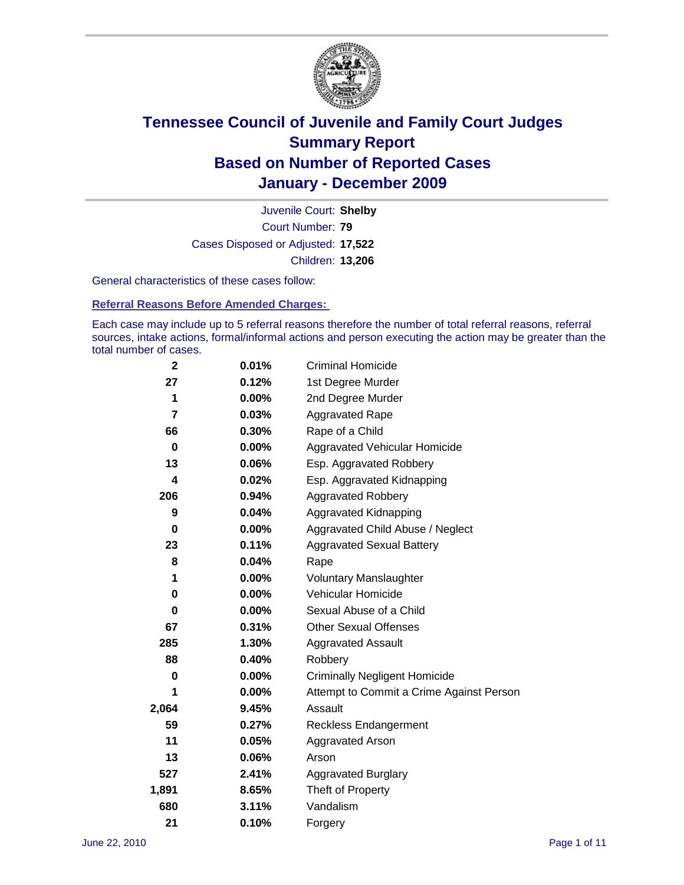# Tennessee Council of Juvenile and Family Court Judges
## Summary Report
## Based on Number of Reported Cases
## January - December 2009

Juvenile Court: **Shelby**

Court Number: **79**

Cases Disposed or Adjusted: **17,522**

Children: **13,206**

General characteristics of these cases follow:

### Referral Reasons Before Amended Charges:

Each case may include up to 5 referral reasons therefore the number of total referral reasons, referral sources, intake actions, formal/informal actions and person executing the action may be greater than the total number of cases.

| Count | Percent | Referral Reason |
|---|---|---|
| 2 | 0.01% | Criminal Homicide |
| 27 | 0.12% | 1st Degree Murder |
| 1 | 0.00% | 2nd Degree Murder |
| 7 | 0.03% | Aggravated Rape |
| 66 | 0.30% | Rape of a Child |
| 0 | 0.00% | Aggravated Vehicular Homicide |
| 13 | 0.06% | Esp. Aggravated Robbery |
| 4 | 0.02% | Esp. Aggravated Kidnapping |
| 206 | 0.94% | Aggravated Robbery |
| 9 | 0.04% | Aggravated Kidnapping |
| 0 | 0.00% | Aggravated Child Abuse / Neglect |
| 23 | 0.11% | Aggravated Sexual Battery |
| 8 | 0.04% | Rape |
| 1 | 0.00% | Voluntary Manslaughter |
| 0 | 0.00% | Vehicular Homicide |
| 0 | 0.00% | Sexual Abuse of a Child |
| 67 | 0.31% | Other Sexual Offenses |
| 285 | 1.30% | Aggravated Assault |
| 88 | 0.40% | Robbery |
| 0 | 0.00% | Criminally Negligent Homicide |
| 1 | 0.00% | Attempt to Commit a Crime Against Person |
| 2,064 | 9.45% | Assault |
| 59 | 0.27% | Reckless Endangerment |
| 11 | 0.05% | Aggravated Arson |
| 13 | 0.06% | Arson |
| 527 | 2.41% | Aggravated Burglary |
| 1,891 | 8.65% | Theft of Property |
| 680 | 3.11% | Vandalism |
| 21 | 0.10% | Forgery |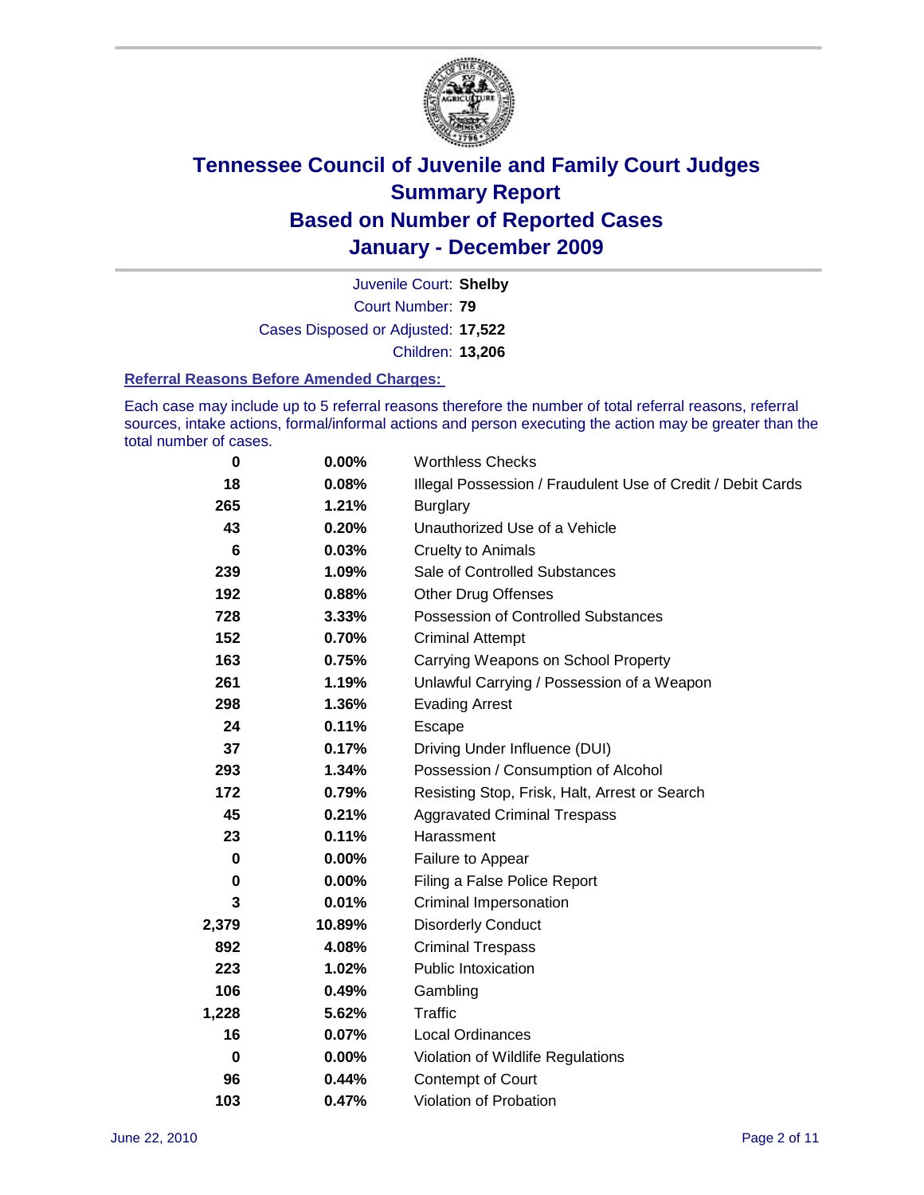# Tennessee Council of Juvenile and Family Court Judges
# Summary Report
# Based on Number of Reported Cases
# January - December 2009

Juvenile Court: **Shelby**
Court Number: **79**
Cases Disposed or Adjusted: **17,522**
Children: **13,206**

### Referral Reasons Before Amended Charges:

Each case may include up to 5 referral reasons therefore the number of total referral reasons, referral sources, intake actions, formal/informal actions and person executing the action may be greater than the total number of cases.

| | | |
|---|---|---|
| 0 | 0.00% | Worthless Checks |
| 18 | 0.08% | Illegal Possession / Fraudulent Use of Credit / Debit Cards |
| 265 | 1.21% | Burglary |
| 43 | 0.20% | Unauthorized Use of a Vehicle |
| 6 | 0.03% | Cruelty to Animals |
| 239 | 1.09% | Sale of Controlled Substances |
| 192 | 0.88% | Other Drug Offenses |
| 728 | 3.33% | Possession of Controlled Substances |
| 152 | 0.70% | Criminal Attempt |
| 163 | 0.75% | Carrying Weapons on School Property |
| 261 | 1.19% | Unlawful Carrying / Possession of a Weapon |
| 298 | 1.36% | Evading Arrest |
| 24 | 0.11% | Escape |
| 37 | 0.17% | Driving Under Influence (DUI) |
| 293 | 1.34% | Possession / Consumption of Alcohol |
| 172 | 0.79% | Resisting Stop, Frisk, Halt, Arrest or Search |
| 45 | 0.21% | Aggravated Criminal Trespass |
| 23 | 0.11% | Harassment |
| 0 | 0.00% | Failure to Appear |
| 0 | 0.00% | Filing a False Police Report |
| 3 | 0.01% | Criminal Impersonation |
| 2,379 | 10.89% | Disorderly Conduct |
| 892 | 4.08% | Criminal Trespass |
| 223 | 1.02% | Public Intoxication |
| 106 | 0.49% | Gambling |
| 1,228 | 5.62% | Traffic |
| 16 | 0.07% | Local Ordinances |
| 0 | 0.00% | Violation of Wildlife Regulations |
| 96 | 0.44% | Contempt of Court |
| 103 | 0.47% | Violation of Probation |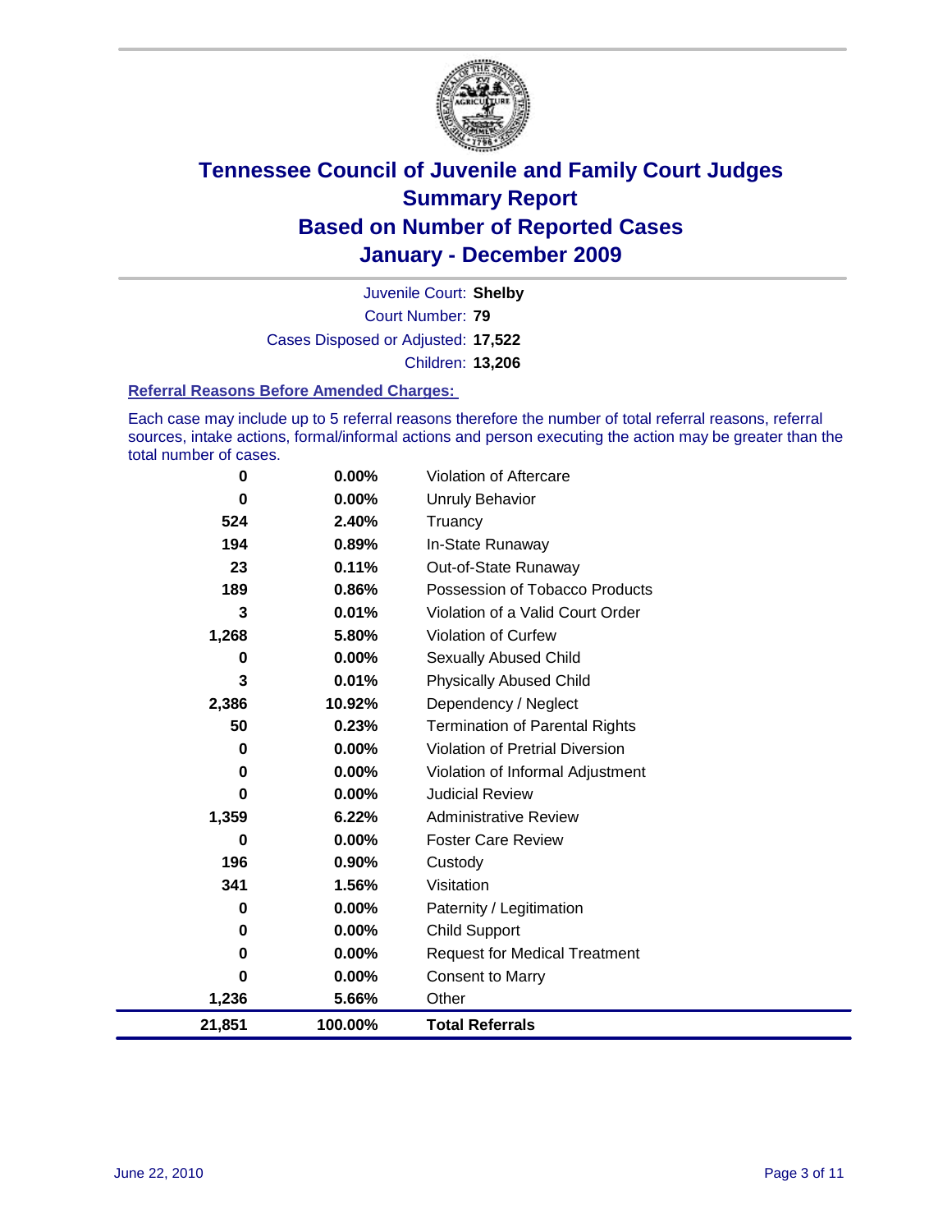# Tennessee Council of Juvenile and Family Court Judges
## Summary Report
## Based on Number of Reported Cases
## January - December 2009

Juvenile Court: **Shelby**
Court Number: **79**
Cases Disposed or Adjusted: **17,522**
Children: **13,206**

### Referral Reasons Before Amended Charges:

Each case may include up to 5 referral reasons therefore the number of total referral reasons, referral sources, intake actions, formal/informal actions and person executing the action may be greater than the total number of cases.

| Count | Percent | Referral Reason |
|---|---|---|
| 0 | 0.00% | Violation of Aftercare |
| 0 | 0.00% | Unruly Behavior |
| 524 | 2.40% | Truancy |
| 194 | 0.89% | In-State Runaway |
| 23 | 0.11% | Out-of-State Runaway |
| 189 | 0.86% | Possession of Tobacco Products |
| 3 | 0.01% | Violation of a Valid Court Order |
| 1,268 | 5.80% | Violation of Curfew |
| 0 | 0.00% | Sexually Abused Child |
| 3 | 0.01% | Physically Abused Child |
| 2,386 | 10.92% | Dependency / Neglect |
| 50 | 0.23% | Termination of Parental Rights |
| 0 | 0.00% | Violation of Pretrial Diversion |
| 0 | 0.00% | Violation of Informal Adjustment |
| 0 | 0.00% | Judicial Review |
| 1,359 | 6.22% | Administrative Review |
| 0 | 0.00% | Foster Care Review |
| 196 | 0.90% | Custody |
| 341 | 1.56% | Visitation |
| 0 | 0.00% | Paternity / Legitimation |
| 0 | 0.00% | Child Support |
| 0 | 0.00% | Request for Medical Treatment |
| 0 | 0.00% | Consent to Marry |
| 1,236 | 5.66% | Other |
| **21,851** | **100.00%** | **Total Referrals** |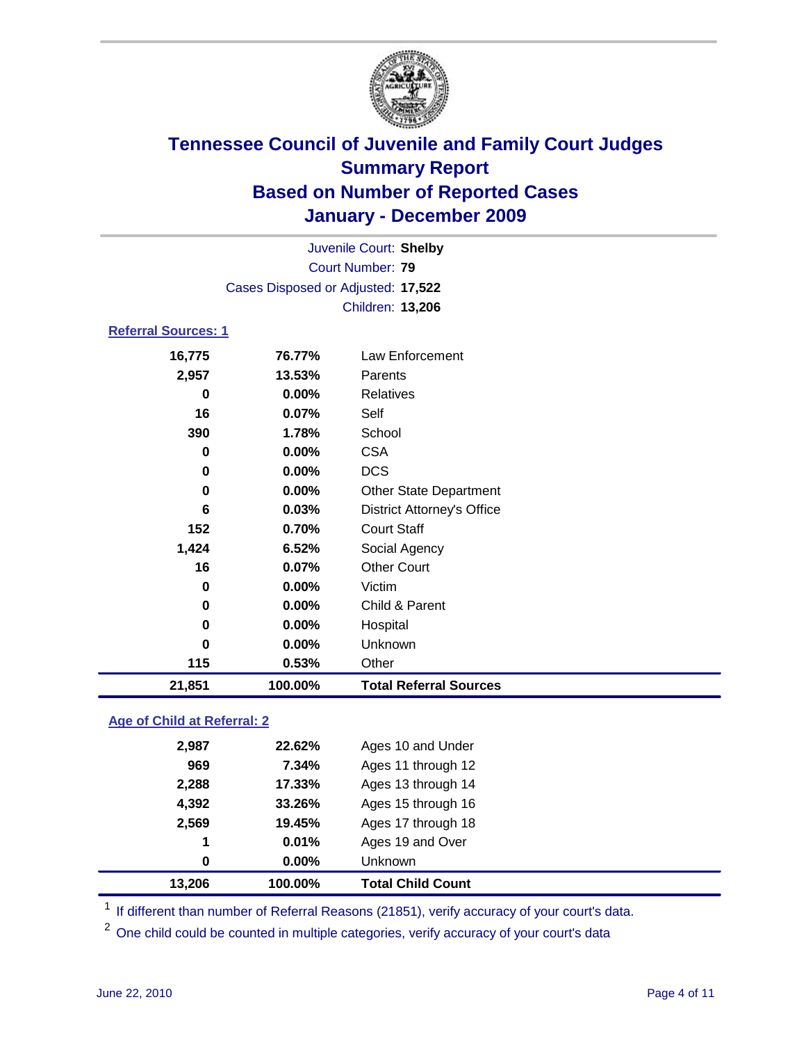# Tennessee Council of Juvenile and Family Court Judges
## Summary Report
## Based on Number of Reported Cases
## January - December 2009

Juvenile Court: **Shelby**
Court Number: **79**
Cases Disposed or Adjusted: **17,522**
Children: **13,206**

### Referral Sources: 1

| | | |
|---|---|---|
| 16,775 | 76.77% | Law Enforcement |
| 2,957 | 13.53% | Parents |
| 0 | 0.00% | Relatives |
| 16 | 0.07% | Self |
| 390 | 1.78% | School |
| 0 | 0.00% | CSA |
| 0 | 0.00% | DCS |
| 0 | 0.00% | Other State Department |
| 6 | 0.03% | District Attorney's Office |
| 152 | 0.70% | Court Staff |
| 1,424 | 6.52% | Social Agency |
| 16 | 0.07% | Other Court |
| 0 | 0.00% | Victim |
| 0 | 0.00% | Child & Parent |
| 0 | 0.00% | Hospital |
| 0 | 0.00% | Unknown |
| 115 | 0.53% | Other |
| **21,851** | **100.00%** | **Total Referral Sources** |

### Age of Child at Referral: 2

| | | |
|---|---|---|
| 2,987 | 22.62% | Ages 10 and Under |
| 969 | 7.34% | Ages 11 through 12 |
| 2,288 | 17.33% | Ages 13 through 14 |
| 4,392 | 33.26% | Ages 15 through 16 |
| 2,569 | 19.45% | Ages 17 through 18 |
| 1 | 0.01% | Ages 19 and Over |
| 0 | 0.00% | Unknown |
| **13,206** | **100.00%** | **Total Child Count** |

[1] If different than number of Referral Reasons (21851), verify accuracy of your court's data.

[2] One child could be counted in multiple categories, verify accuracy of your court's data

June 22, 2010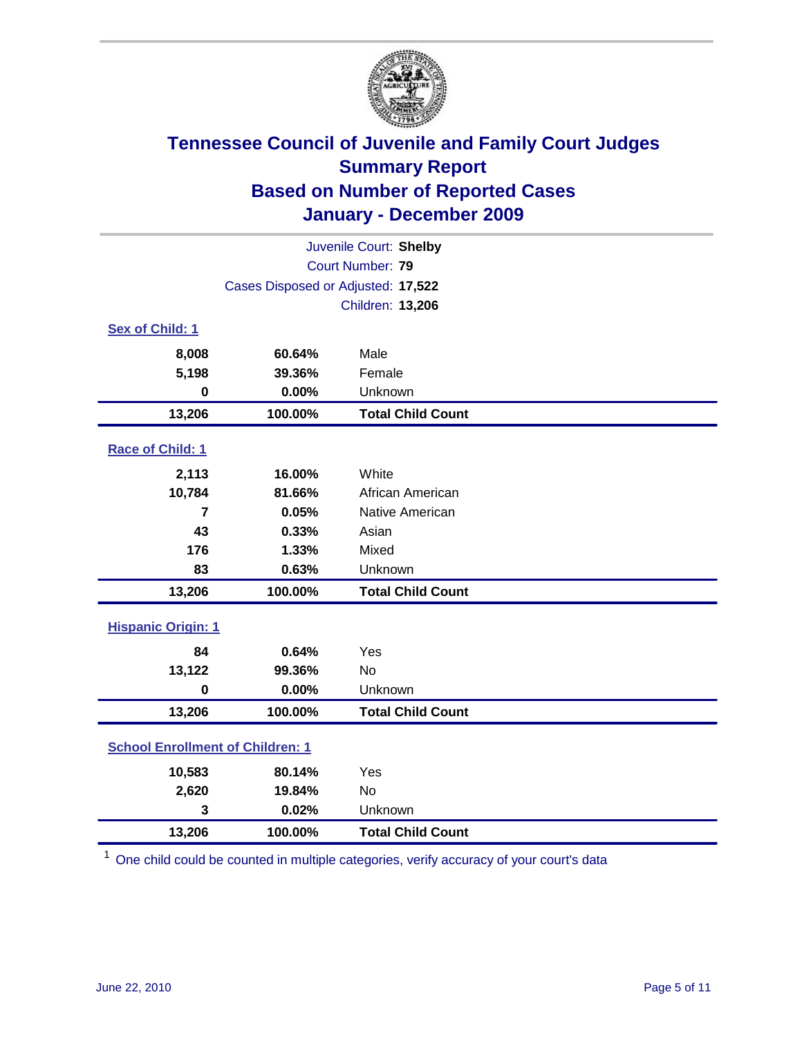# Tennessee Council of Juvenile and Family Court Judges
## Summary Report
## Based on Number of Reported Cases
## January - December 2009

Juvenile Court: **Shelby**
Court Number: **79**
Cases Disposed or Adjusted: **17,522**
Children: **13,206**

### Sex of Child: 1

| Count | Percent | Category |
|---|---|---|
| 8,008 | 60.64% | Male |
| 5,198 | 39.36% | Female |
| 0 | 0.00% | Unknown |
| **13,206** | **100.00%** | **Total Child Count** |

### Race of Child: 1

| Count | Percent | Category |
|---|---|---|
| 2,113 | 16.00% | White |
| 10,784 | 81.66% | African American |
| 7 | 0.05% | Native American |
| 43 | 0.33% | Asian |
| 176 | 1.33% | Mixed |
| 83 | 0.63% | Unknown |
| **13,206** | **100.00%** | **Total Child Count** |

### Hispanic Origin: 1

| Count | Percent | Category |
|---|---|---|
| 84 | 0.64% | Yes |
| 13,122 | 99.36% | No |
| 0 | 0.00% | Unknown |
| **13,206** | **100.00%** | **Total Child Count** |

### School Enrollment of Children: 1

| Count | Percent | Category |
|---|---|---|
| 10,583 | 80.14% | Yes |
| 2,620 | 19.84% | No |
| 3 | 0.02% | Unknown |
| **13,206** | **100.00%** | **Total Child Count** |

[1] One child could be counted in multiple categories, verify accuracy of your court's data

June 22, 2010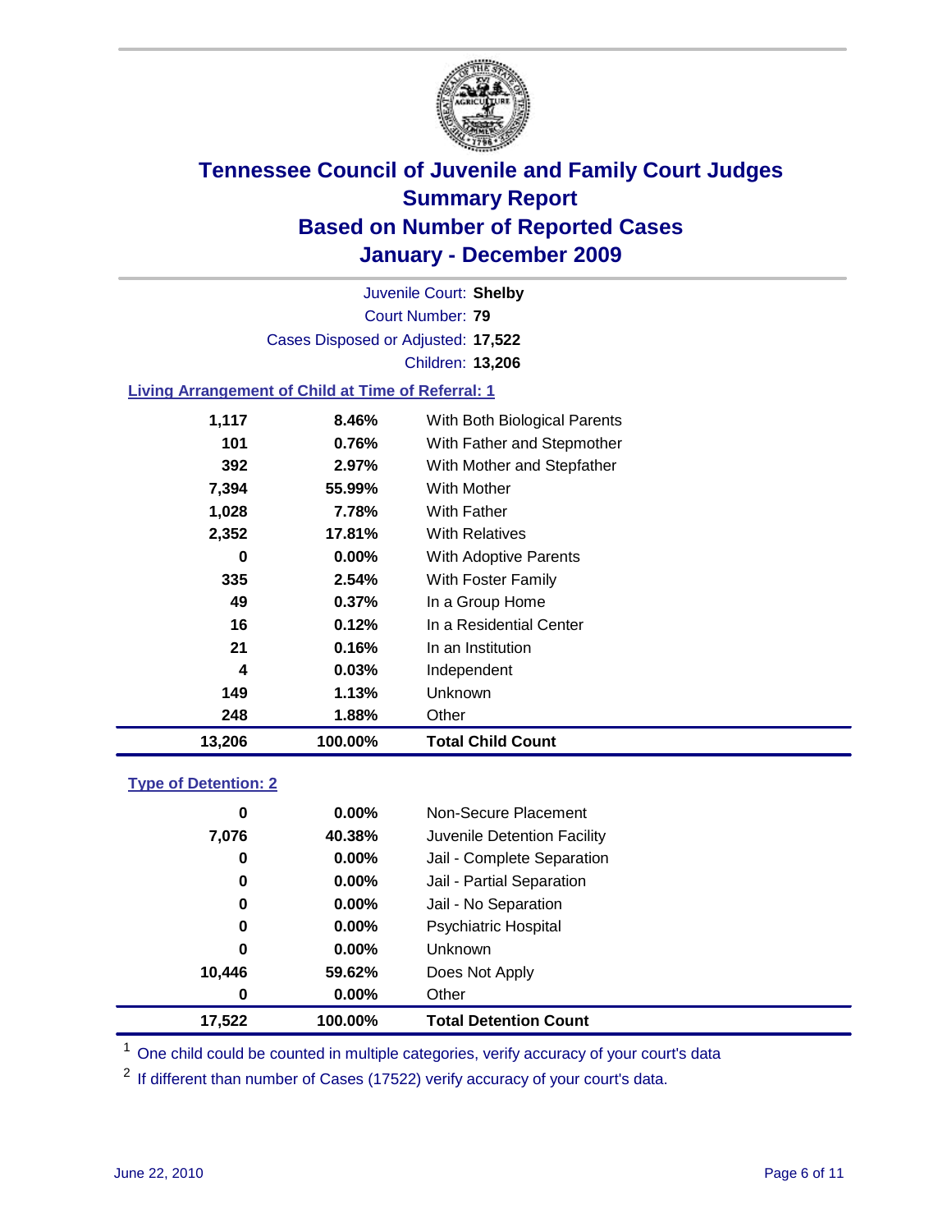# Tennessee Council of Juvenile and Family Court Judges
## Summary Report
## Based on Number of Reported Cases
## January - December 2009

Juvenile Court: **Shelby**
Court Number: **79**
Cases Disposed or Adjusted: **17,522**
Children: **13,206**

### Living Arrangement of Child at Time of Referral: 1

| Count | Percent | Category |
|---|---|---|
| 1,117 | 8.46% | With Both Biological Parents |
| 101 | 0.76% | With Father and Stepmother |
| 392 | 2.97% | With Mother and Stepfather |
| 7,394 | 55.99% | With Mother |
| 1,028 | 7.78% | With Father |
| 2,352 | 17.81% | With Relatives |
| 0 | 0.00% | With Adoptive Parents |
| 335 | 2.54% | With Foster Family |
| 49 | 0.37% | In a Group Home |
| 16 | 0.12% | In a Residential Center |
| 21 | 0.16% | In an Institution |
| 4 | 0.03% | Independent |
| 149 | 1.13% | Unknown |
| 248 | 1.88% | Other |
| **13,206** | **100.00%** | **Total Child Count** |

### Type of Detention: 2

| Count | Percent | Category |
|---|---|---|
| 0 | 0.00% | Non-Secure Placement |
| 7,076 | 40.38% | Juvenile Detention Facility |
| 0 | 0.00% | Jail - Complete Separation |
| 0 | 0.00% | Jail - Partial Separation |
| 0 | 0.00% | Jail - No Separation |
| 0 | 0.00% | Psychiatric Hospital |
| 0 | 0.00% | Unknown |
| 10,446 | 59.62% | Does Not Apply |
| 0 | 0.00% | Other |
| **17,522** | **100.00%** | **Total Detention Count** |

[1] One child could be counted in multiple categories, verify accuracy of your court's data

[2] If different than number of Cases (17522) verify accuracy of your court's data.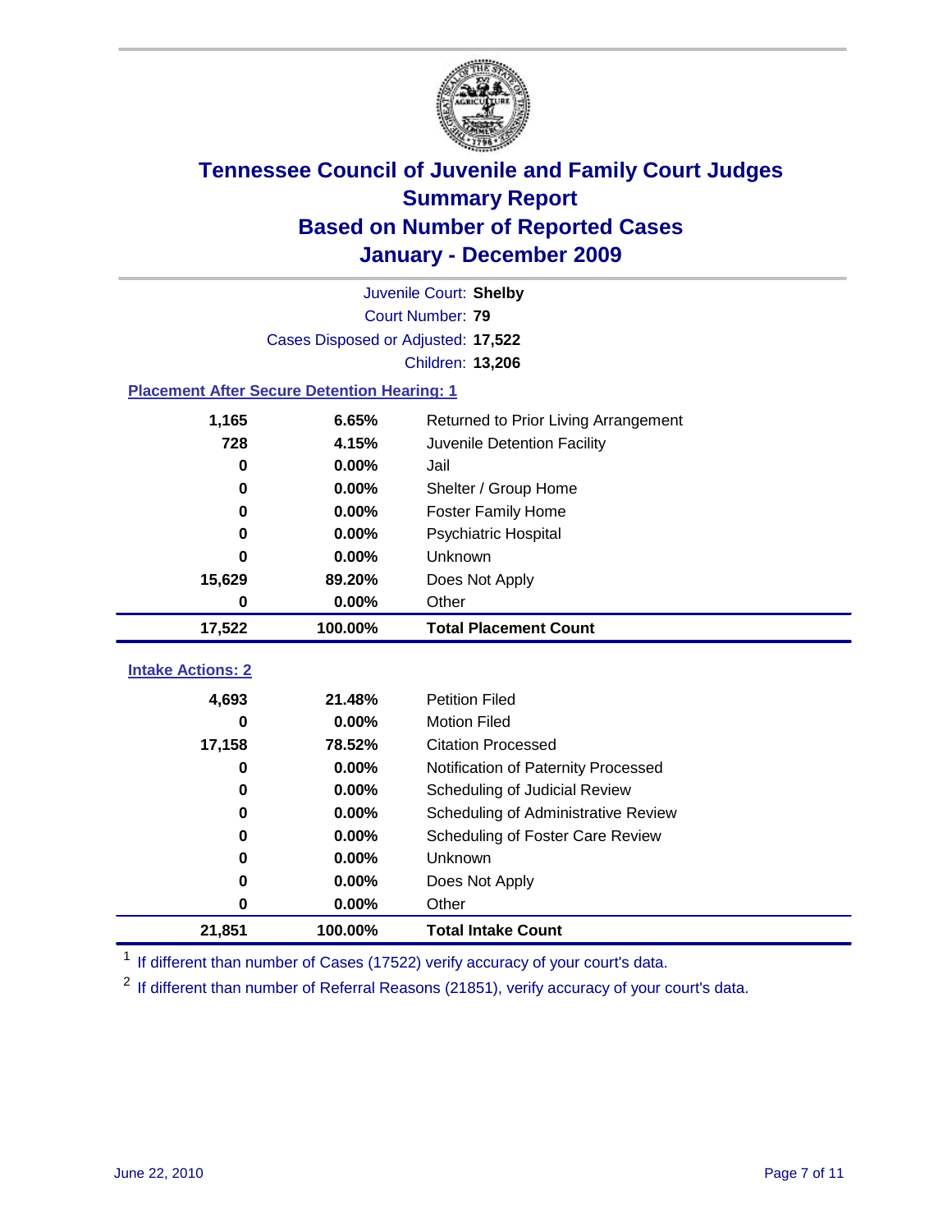# Tennessee Council of Juvenile and Family Court Judges
## Summary Report
## Based on Number of Reported Cases
## January - December 2009

Juvenile Court: **Shelby**

Court Number: **79**

Cases Disposed or Adjusted: **17,522**

Children: **13,206**

### Placement After Secure Detention Hearing: 1

| Count | Percent | Placement |
|---|---|---|
| 1,165 | 6.65% | Returned to Prior Living Arrangement |
| 728 | 4.15% | Juvenile Detention Facility |
| 0 | 0.00% | Jail |
| 0 | 0.00% | Shelter / Group Home |
| 0 | 0.00% | Foster Family Home |
| 0 | 0.00% | Psychiatric Hospital |
| 0 | 0.00% | Unknown |
| 15,629 | 89.20% | Does Not Apply |
| 0 | 0.00% | Other |
| **17,522** | **100.00%** | **Total Placement Count** |

### Intake Actions: 2

| Count | Percent | Intake Action |
|---|---|---|
| 4,693 | 21.48% | Petition Filed |
| 0 | 0.00% | Motion Filed |
| 17,158 | 78.52% | Citation Processed |
| 0 | 0.00% | Notification of Paternity Processed |
| 0 | 0.00% | Scheduling of Judicial Review |
| 0 | 0.00% | Scheduling of Administrative Review |
| 0 | 0.00% | Scheduling of Foster Care Review |
| 0 | 0.00% | Unknown |
| 0 | 0.00% | Does Not Apply |
| 0 | 0.00% | Other |
| **21,851** | **100.00%** | **Total Intake Count** |

[1] If different than number of Cases (17522) verify accuracy of your court's data.

[2] If different than number of Referral Reasons (21851), verify accuracy of your court's data.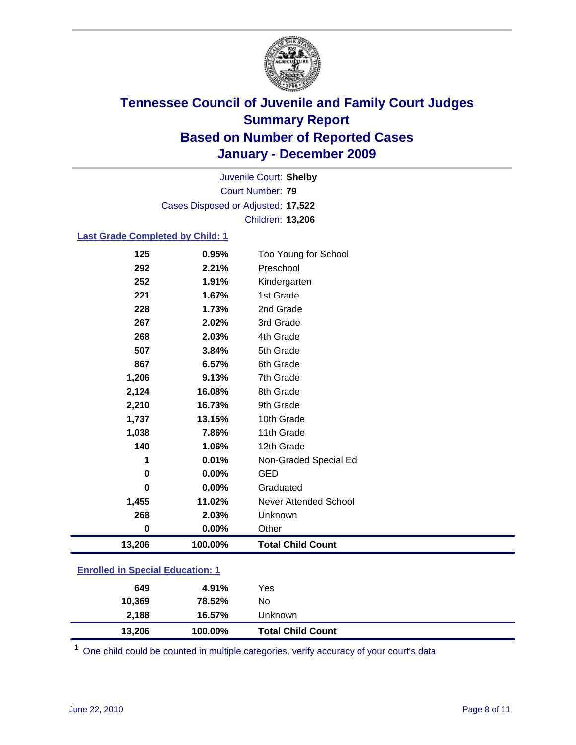# Tennessee Council of Juvenile and Family Court Judges
## Summary Report
## Based on Number of Reported Cases
## January - December 2009

Juvenile Court: **Shelby**
Court Number: **79**
Cases Disposed or Adjusted: **17,522**
Children: **13,206**

### Last Grade Completed by Child: 1

| Count | Percent | Category |
|---|---|---|
| 125 | 0.95% | Too Young for School |
| 292 | 2.21% | Preschool |
| 252 | 1.91% | Kindergarten |
| 221 | 1.67% | 1st Grade |
| 228 | 1.73% | 2nd Grade |
| 267 | 2.02% | 3rd Grade |
| 268 | 2.03% | 4th Grade |
| 507 | 3.84% | 5th Grade |
| 867 | 6.57% | 6th Grade |
| 1,206 | 9.13% | 7th Grade |
| 2,124 | 16.08% | 8th Grade |
| 2,210 | 16.73% | 9th Grade |
| 1,737 | 13.15% | 10th Grade |
| 1,038 | 7.86% | 11th Grade |
| 140 | 1.06% | 12th Grade |
| 1 | 0.01% | Non-Graded Special Ed |
| 0 | 0.00% | GED |
| 0 | 0.00% | Graduated |
| 1,455 | 11.02% | Never Attended School |
| 268 | 2.03% | Unknown |
| 0 | 0.00% | Other |
| **13,206** | **100.00%** | **Total Child Count** |

### Enrolled in Special Education: 1

| Count | Percent | Category |
|---|---|---|
| 649 | 4.91% | Yes |
| 10,369 | 78.52% | No |
| 2,188 | 16.57% | Unknown |
| **13,206** | **100.00%** | **Total Child Count** |

[1] One child could be counted in multiple categories, verify accuracy of your court's data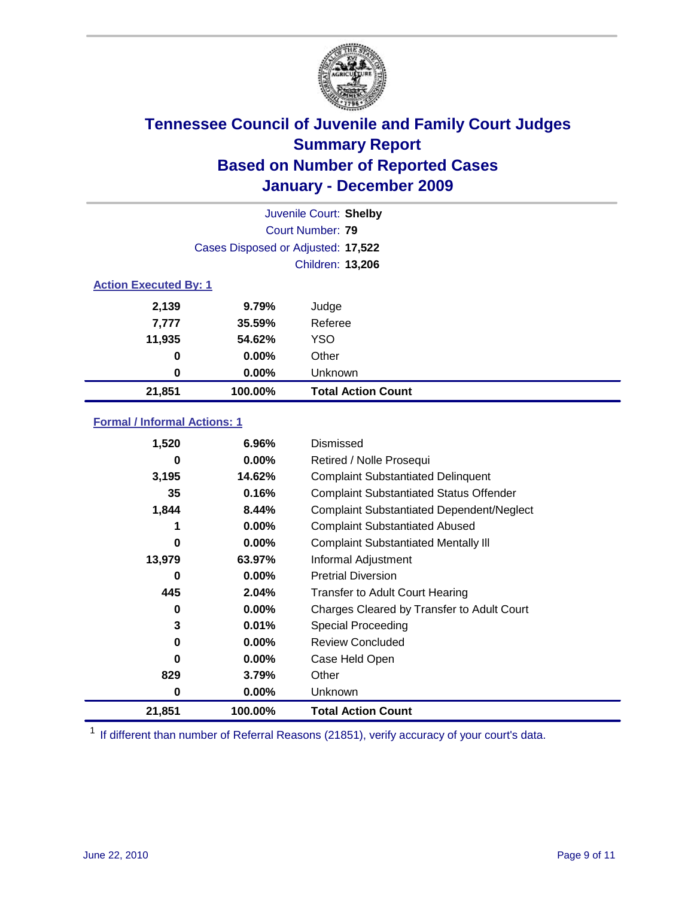# Tennessee Council of Juvenile and Family Court Judges
## Summary Report
## Based on Number of Reported Cases
## January - December 2009

Juvenile Court: **Shelby**

Court Number: **79**

Cases Disposed or Adjusted: **17,522**

Children: **13,206**

### Action Executed By: 1

| | | |
|---|---|---|
| 2,139 | 9.79% | Judge |
| 7,777 | 35.59% | Referee |
| 11,935 | 54.62% | YSO |
| 0 | 0.00% | Other |
| 0 | 0.00% | Unknown |
| **21,851** | **100.00%** | **Total Action Count** |

### Formal / Informal Actions: 1

| | | |
|---|---|---|
| 1,520 | 6.96% | Dismissed |
| 0 | 0.00% | Retired / Nolle Prosequi |
| 3,195 | 14.62% | Complaint Substantiated Delinquent |
| 35 | 0.16% | Complaint Substantiated Status Offender |
| 1,844 | 8.44% | Complaint Substantiated Dependent/Neglect |
| 1 | 0.00% | Complaint Substantiated Abused |
| 0 | 0.00% | Complaint Substantiated Mentally Ill |
| 13,979 | 63.97% | Informal Adjustment |
| 0 | 0.00% | Pretrial Diversion |
| 445 | 2.04% | Transfer to Adult Court Hearing |
| 0 | 0.00% | Charges Cleared by Transfer to Adult Court |
| 3 | 0.01% | Special Proceeding |
| 0 | 0.00% | Review Concluded |
| 0 | 0.00% | Case Held Open |
| 829 | 3.79% | Other |
| 0 | 0.00% | Unknown |
| **21,851** | **100.00%** | **Total Action Count** |

[1] If different than number of Referral Reasons (21851), verify accuracy of your court's data.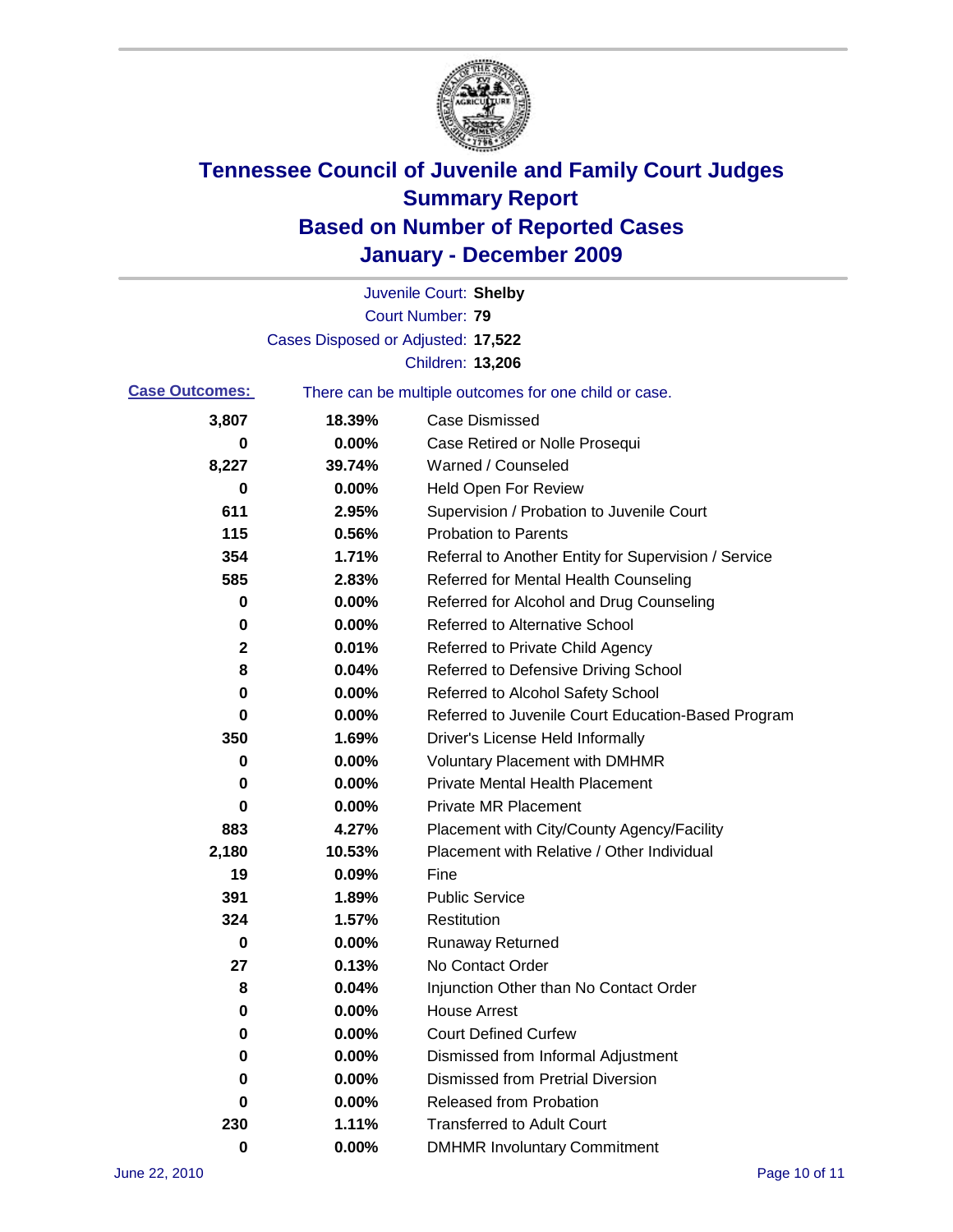# Tennessee Council of Juvenile and Family Court Judges
## Summary Report
## Based on Number of Reported Cases
## January - December 2009

Juvenile Court: **Shelby**
Court Number: **79**
Cases Disposed or Adjusted: **17,522**
Children: **13,206**

**Case Outcomes:** There can be multiple outcomes for one child or case.

| Count | Percent | Outcome |
|---|---|---|
| 3,807 | 18.39% | Case Dismissed |
| 0 | 0.00% | Case Retired or Nolle Prosequi |
| 8,227 | 39.74% | Warned / Counseled |
| 0 | 0.00% | Held Open For Review |
| 611 | 2.95% | Supervision / Probation to Juvenile Court |
| 115 | 0.56% | Probation to Parents |
| 354 | 1.71% | Referral to Another Entity for Supervision / Service |
| 585 | 2.83% | Referred for Mental Health Counseling |
| 0 | 0.00% | Referred for Alcohol and Drug Counseling |
| 0 | 0.00% | Referred to Alternative School |
| 2 | 0.01% | Referred to Private Child Agency |
| 8 | 0.04% | Referred to Defensive Driving School |
| 0 | 0.00% | Referred to Alcohol Safety School |
| 0 | 0.00% | Referred to Juvenile Court Education-Based Program |
| 350 | 1.69% | Driver's License Held Informally |
| 0 | 0.00% | Voluntary Placement with DMHMR |
| 0 | 0.00% | Private Mental Health Placement |
| 0 | 0.00% | Private MR Placement |
| 883 | 4.27% | Placement with City/County Agency/Facility |
| 2,180 | 10.53% | Placement with Relative / Other Individual |
| 19 | 0.09% | Fine |
| 391 | 1.89% | Public Service |
| 324 | 1.57% | Restitution |
| 0 | 0.00% | Runaway Returned |
| 27 | 0.13% | No Contact Order |
| 8 | 0.04% | Injunction Other than No Contact Order |
| 0 | 0.00% | House Arrest |
| 0 | 0.00% | Court Defined Curfew |
| 0 | 0.00% | Dismissed from Informal Adjustment |
| 0 | 0.00% | Dismissed from Pretrial Diversion |
| 0 | 0.00% | Released from Probation |
| 230 | 1.11% | Transferred to Adult Court |
| 0 | 0.00% | DMHMR Involuntary Commitment |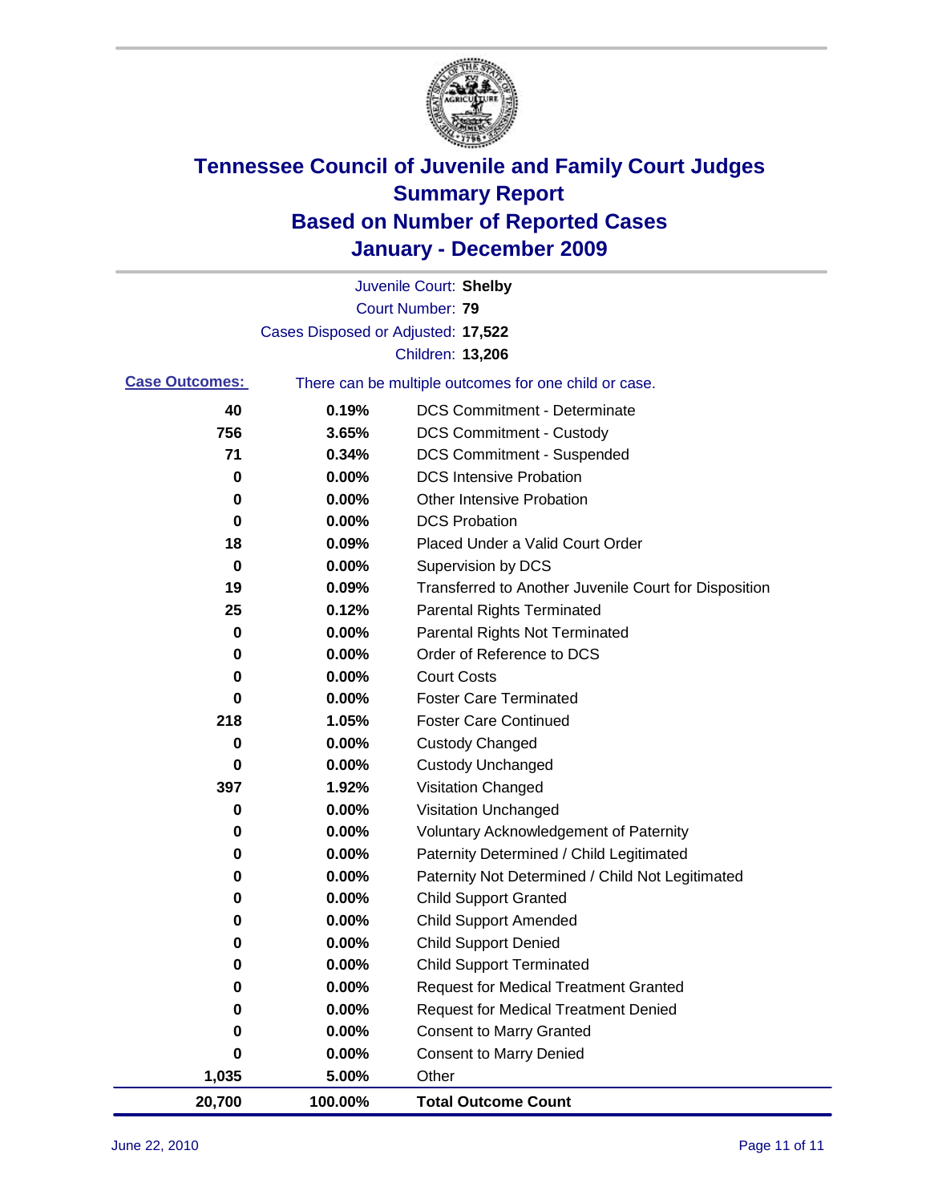# Tennessee Council of Juvenile and Family Court Judges
## Summary Report
## Based on Number of Reported Cases
## January - December 2009

Juvenile Court: **Shelby**
Court Number: **79**
Cases Disposed or Adjusted: **17,522**
Children: **13,206**

**Case Outcomes:** There can be multiple outcomes for one child or case.

| | | |
|---|---|---|
| 40 | 0.19% | DCS Commitment - Determinate |
| 756 | 3.65% | DCS Commitment - Custody |
| 71 | 0.34% | DCS Commitment - Suspended |
| 0 | 0.00% | DCS Intensive Probation |
| 0 | 0.00% | Other Intensive Probation |
| 0 | 0.00% | DCS Probation |
| 18 | 0.09% | Placed Under a Valid Court Order |
| 0 | 0.00% | Supervision by DCS |
| 19 | 0.09% | Transferred to Another Juvenile Court for Disposition |
| 25 | 0.12% | Parental Rights Terminated |
| 0 | 0.00% | Parental Rights Not Terminated |
| 0 | 0.00% | Order of Reference to DCS |
| 0 | 0.00% | Court Costs |
| 0 | 0.00% | Foster Care Terminated |
| 218 | 1.05% | Foster Care Continued |
| 0 | 0.00% | Custody Changed |
| 0 | 0.00% | Custody Unchanged |
| 397 | 1.92% | Visitation Changed |
| 0 | 0.00% | Visitation Unchanged |
| 0 | 0.00% | Voluntary Acknowledgement of Paternity |
| 0 | 0.00% | Paternity Determined / Child Legitimated |
| 0 | 0.00% | Paternity Not Determined / Child Not Legitimated |
| 0 | 0.00% | Child Support Granted |
| 0 | 0.00% | Child Support Amended |
| 0 | 0.00% | Child Support Denied |
| 0 | 0.00% | Child Support Terminated |
| 0 | 0.00% | Request for Medical Treatment Granted |
| 0 | 0.00% | Request for Medical Treatment Denied |
| 0 | 0.00% | Consent to Marry Granted |
| 0 | 0.00% | Consent to Marry Denied |
| 1,035 | 5.00% | Other |
| **20,700** | **100.00%** | **Total Outcome Count** |

June 22, 2010